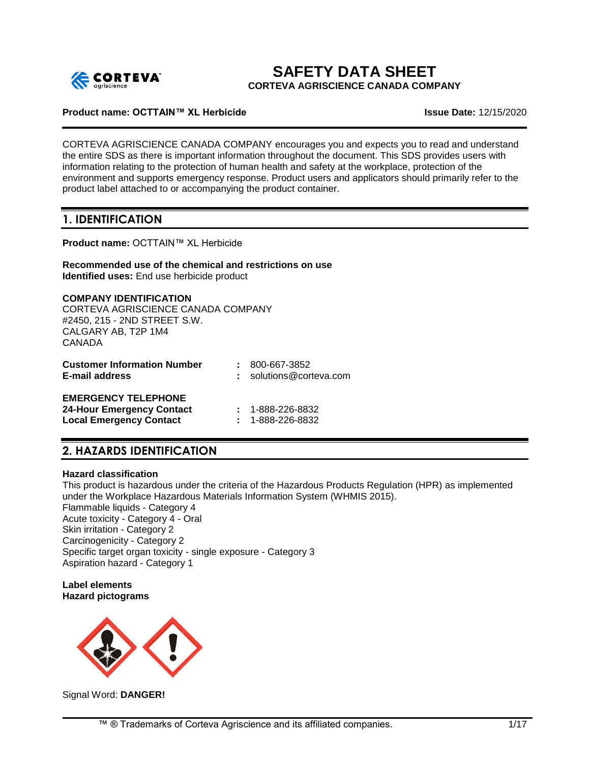# SAFETY DATA SHEET

**CORTEVA AGRISCIENCE CANADA COMPANY**

**Product name: OCTTAIN™ XL Herbicide** **Issue Date:** 12/15/2020

CORTEVA AGRISCIENCE CANADA COMPANY encourages you and expects you to read and understand the entire SDS as there is important information throughout the document. This SDS provides users with information relating to the protection of human health and safety at the workplace, protection of the environment and supports emergency response. Product users and applicators should primarily refer to the product label attached to or accompanying the product container.

## 1. IDENTIFICATION

**Product name:** OCTTAIN™ XL Herbicide

**Recommended use of the chemical and restrictions on use**
**Identified uses:** End use herbicide product

**COMPANY IDENTIFICATION**
CORTEVA AGRISCIENCE CANADA COMPANY
#2450, 215 - 2ND STREET S.W.
CALGARY AB, T2P 1M4
CANADA

| | | |
|---|---|---|
| **Customer Information Number** | : | 800-667-3852 |
| **E-mail address** | : | solutions@corteva.com |

**EMERGENCY TELEPHONE**

| | | |
|---|---|---|
| **24-Hour Emergency Contact** | : | 1-888-226-8832 |
| **Local Emergency Contact** | : | 1-888-226-8832 |

## 2. HAZARDS IDENTIFICATION

**Hazard classification**
This product is hazardous under the criteria of the Hazardous Products Regulation (HPR) as implemented under the Workplace Hazardous Materials Information System (WHMIS 2015).
Flammable liquids - Category 4
Acute toxicity - Category 4 - Oral
Skin irritation - Category 2
Carcinogenicity - Category 2
Specific target organ toxicity - single exposure - Category 3
Aspiration hazard - Category 1

**Label elements**
**Hazard pictograms**

Signal Word: **DANGER!**

™ ® Trademarks of Corteva Agriscience and its affiliated companies.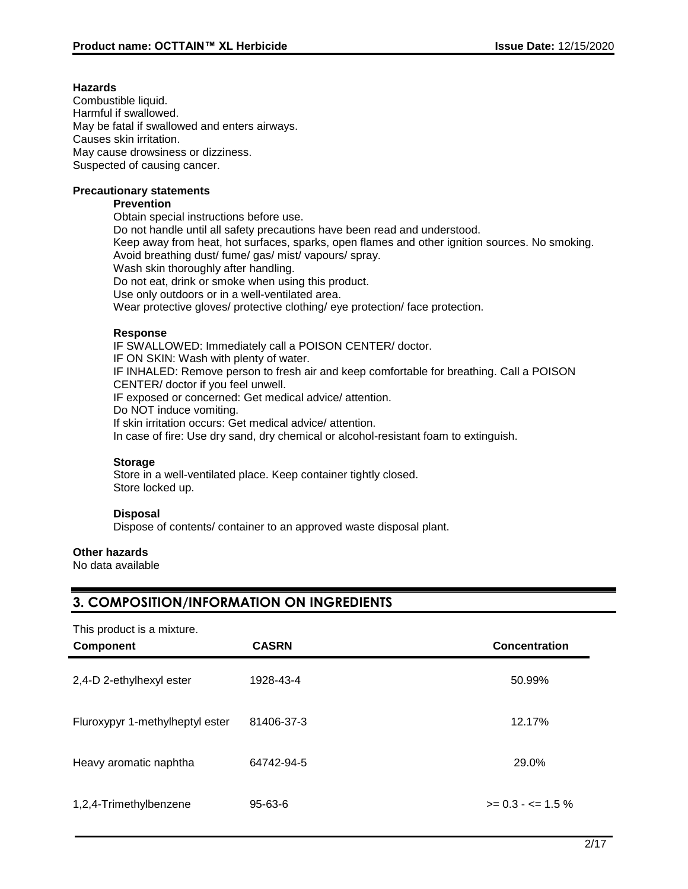**Hazards**

Combustible liquid.
Harmful if swallowed.
May be fatal if swallowed and enters airways.
Causes skin irritation.
May cause drowsiness or dizziness.
Suspected of causing cancer.

**Precautionary statements**

**Prevention**

Obtain special instructions before use.
Do not handle until all safety precautions have been read and understood.
Keep away from heat, hot surfaces, sparks, open flames and other ignition sources. No smoking.
Avoid breathing dust/ fume/ gas/ mist/ vapours/ spray.
Wash skin thoroughly after handling.
Do not eat, drink or smoke when using this product.
Use only outdoors or in a well-ventilated area.
Wear protective gloves/ protective clothing/ eye protection/ face protection.

**Response**

IF SWALLOWED: Immediately call a POISON CENTER/ doctor.
IF ON SKIN: Wash with plenty of water.
IF INHALED: Remove person to fresh air and keep comfortable for breathing. Call a POISON CENTER/ doctor if you feel unwell.
IF exposed or concerned: Get medical advice/ attention.
Do NOT induce vomiting.
If skin irritation occurs: Get medical advice/ attention.
In case of fire: Use dry sand, dry chemical or alcohol-resistant foam to extinguish.

**Storage**

Store in a well-ventilated place. Keep container tightly closed.
Store locked up.

**Disposal**

Dispose of contents/ container to an approved waste disposal plant.

**Other hazards**

No data available

## 3. COMPOSITION/INFORMATION ON INGREDIENTS

This product is a mixture.

| Component | CASRN | Concentration |
|---|---|---|
| 2,4-D 2-ethylhexyl ester | 1928-43-4 | 50.99% |
| Fluroxypyr 1-methylheptyl ester | 81406-37-3 | 12.17% |
| Heavy aromatic naphtha | 64742-94-5 | 29.0% |
| 1,2,4-Trimethylbenzene | 95-63-6 | >= 0.3 - <= 1.5 % |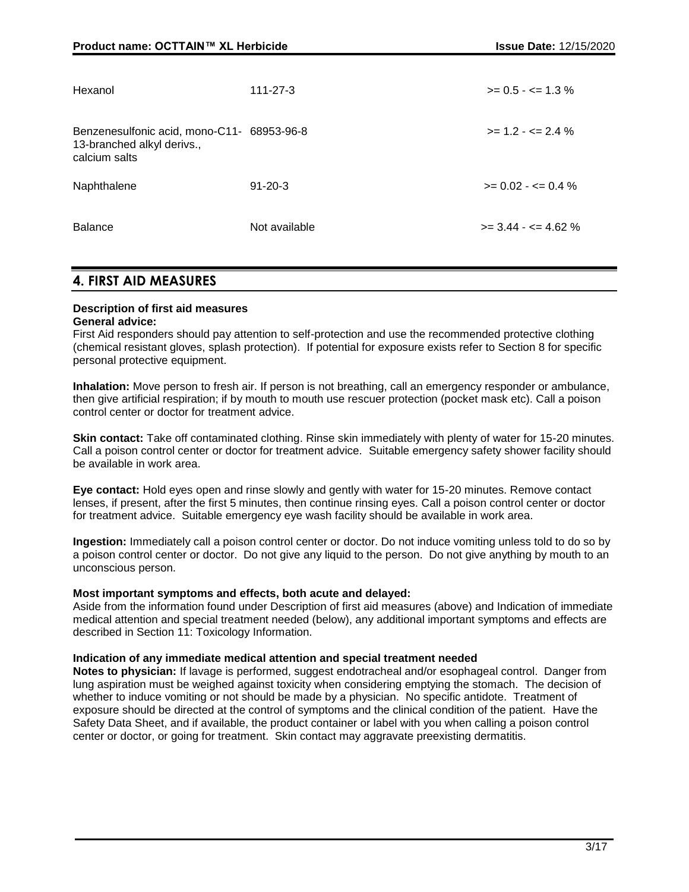| | | |
|---|---|---|
| Hexanol | 111-27-3 | >= 0.5 - <= 1.3 % |
| Benzenesulfonic acid, mono-C11-13-branched alkyl derivs., calcium salts | 68953-96-8 | >= 1.2 - <= 2.4 % |
| Naphthalene | 91-20-3 | >= 0.02 - <= 0.4 % |
| Balance | Not available | >= 3.44 - <= 4.62 % |

## 4. FIRST AID MEASURES

**Description of first aid measures**

**General advice:**
First Aid responders should pay attention to self-protection and use the recommended protective clothing (chemical resistant gloves, splash protection). If potential for exposure exists refer to Section 8 for specific personal protective equipment.

**Inhalation:** Move person to fresh air. If person is not breathing, call an emergency responder or ambulance, then give artificial respiration; if by mouth to mouth use rescuer protection (pocket mask etc). Call a poison control center or doctor for treatment advice.

**Skin contact:** Take off contaminated clothing. Rinse skin immediately with plenty of water for 15-20 minutes. Call a poison control center or doctor for treatment advice. Suitable emergency safety shower facility should be available in work area.

**Eye contact:** Hold eyes open and rinse slowly and gently with water for 15-20 minutes. Remove contact lenses, if present, after the first 5 minutes, then continue rinsing eyes. Call a poison control center or doctor for treatment advice. Suitable emergency eye wash facility should be available in work area.

**Ingestion:** Immediately call a poison control center or doctor. Do not induce vomiting unless told to do so by a poison control center or doctor. Do not give any liquid to the person. Do not give anything by mouth to an unconscious person.

**Most important symptoms and effects, both acute and delayed:**
Aside from the information found under Description of first aid measures (above) and Indication of immediate medical attention and special treatment needed (below), any additional important symptoms and effects are described in Section 11: Toxicology Information.

**Indication of any immediate medical attention and special treatment needed**

**Notes to physician:** If lavage is performed, suggest endotracheal and/or esophageal control. Danger from lung aspiration must be weighed against toxicity when considering emptying the stomach. The decision of whether to induce vomiting or not should be made by a physician. No specific antidote. Treatment of exposure should be directed at the control of symptoms and the clinical condition of the patient. Have the Safety Data Sheet, and if available, the product container or label with you when calling a poison control center or doctor, or going for treatment. Skin contact may aggravate preexisting dermatitis.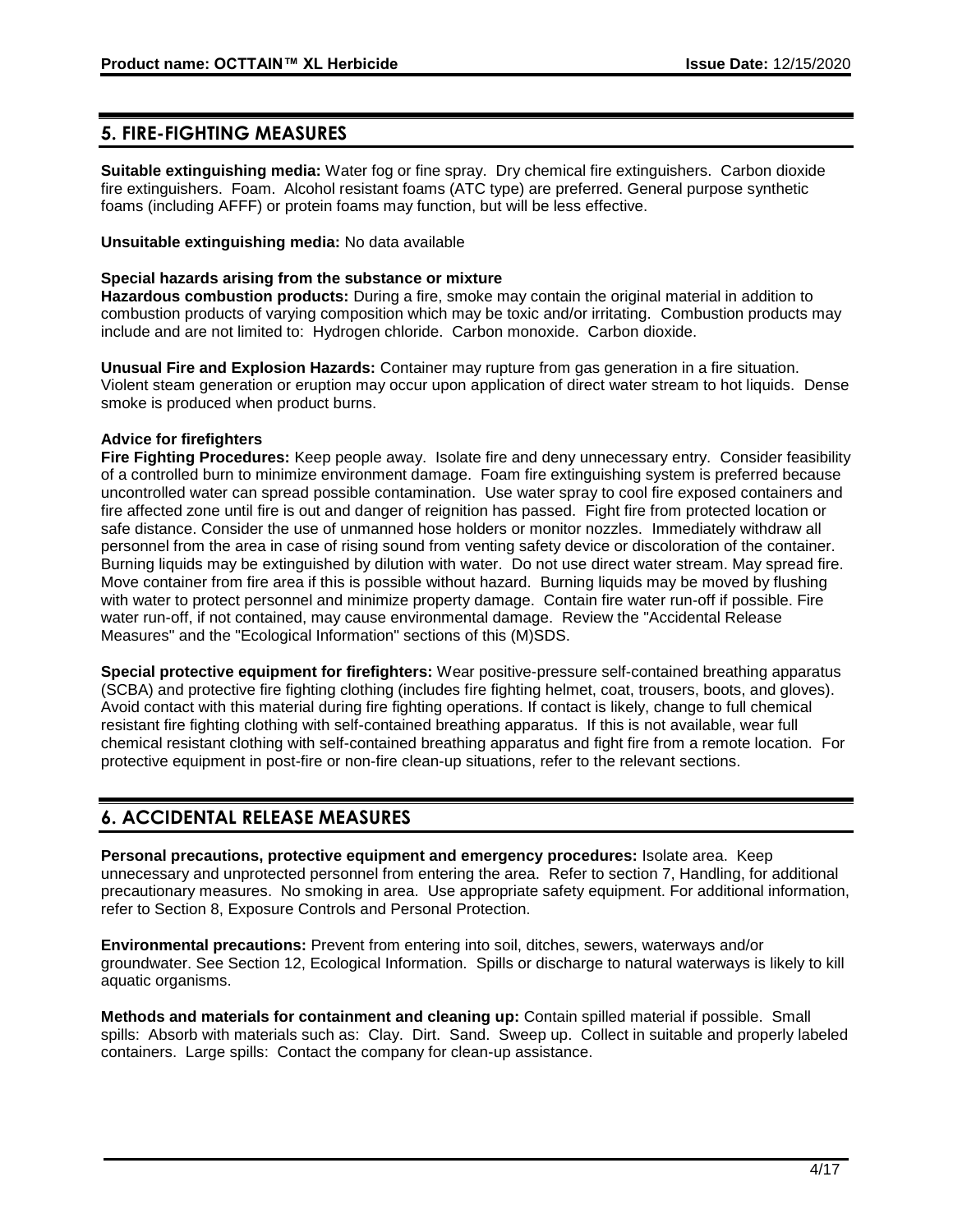## 5. FIRE-FIGHTING MEASURES

**Suitable extinguishing media:** Water fog or fine spray. Dry chemical fire extinguishers. Carbon dioxide fire extinguishers. Foam. Alcohol resistant foams (ATC type) are preferred. General purpose synthetic foams (including AFFF) or protein foams may function, but will be less effective.

**Unsuitable extinguishing media:** No data available

**Special hazards arising from the substance or mixture**

**Hazardous combustion products:** During a fire, smoke may contain the original material in addition to combustion products of varying composition which may be toxic and/or irritating. Combustion products may include and are not limited to: Hydrogen chloride. Carbon monoxide. Carbon dioxide.

**Unusual Fire and Explosion Hazards:** Container may rupture from gas generation in a fire situation. Violent steam generation or eruption may occur upon application of direct water stream to hot liquids. Dense smoke is produced when product burns.

**Advice for firefighters**

**Fire Fighting Procedures:** Keep people away. Isolate fire and deny unnecessary entry. Consider feasibility of a controlled burn to minimize environment damage. Foam fire extinguishing system is preferred because uncontrolled water can spread possible contamination. Use water spray to cool fire exposed containers and fire affected zone until fire is out and danger of reignition has passed. Fight fire from protected location or safe distance. Consider the use of unmanned hose holders or monitor nozzles. Immediately withdraw all personnel from the area in case of rising sound from venting safety device or discoloration of the container. Burning liquids may be extinguished by dilution with water. Do not use direct water stream. May spread fire. Move container from fire area if this is possible without hazard. Burning liquids may be moved by flushing with water to protect personnel and minimize property damage. Contain fire water run-off if possible. Fire water run-off, if not contained, may cause environmental damage. Review the "Accidental Release Measures" and the "Ecological Information" sections of this (M)SDS.

**Special protective equipment for firefighters:** Wear positive-pressure self-contained breathing apparatus (SCBA) and protective fire fighting clothing (includes fire fighting helmet, coat, trousers, boots, and gloves). Avoid contact with this material during fire fighting operations. If contact is likely, change to full chemical resistant fire fighting clothing with self-contained breathing apparatus. If this is not available, wear full chemical resistant clothing with self-contained breathing apparatus and fight fire from a remote location. For protective equipment in post-fire or non-fire clean-up situations, refer to the relevant sections.

## 6. ACCIDENTAL RELEASE MEASURES

**Personal precautions, protective equipment and emergency procedures:** Isolate area. Keep unnecessary and unprotected personnel from entering the area. Refer to section 7, Handling, for additional precautionary measures. No smoking in area. Use appropriate safety equipment. For additional information, refer to Section 8, Exposure Controls and Personal Protection.

**Environmental precautions:** Prevent from entering into soil, ditches, sewers, waterways and/or groundwater. See Section 12, Ecological Information. Spills or discharge to natural waterways is likely to kill aquatic organisms.

**Methods and materials for containment and cleaning up:** Contain spilled material if possible. Small spills: Absorb with materials such as: Clay. Dirt. Sand. Sweep up. Collect in suitable and properly labeled containers. Large spills: Contact the company for clean-up assistance.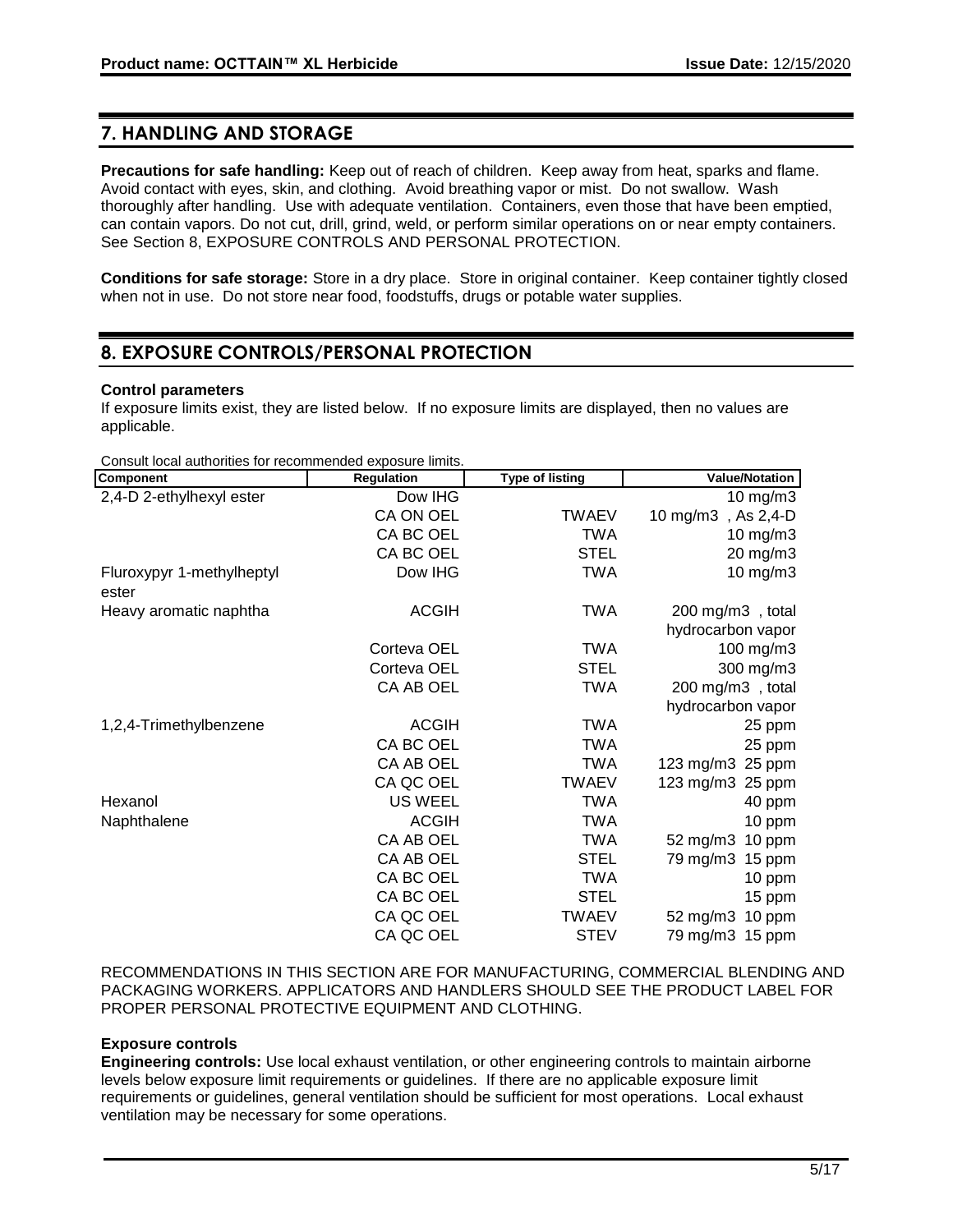## 7. HANDLING AND STORAGE

**Precautions for safe handling:** Keep out of reach of children. Keep away from heat, sparks and flame. Avoid contact with eyes, skin, and clothing. Avoid breathing vapor or mist. Do not swallow. Wash thoroughly after handling. Use with adequate ventilation. Containers, even those that have been emptied, can contain vapors. Do not cut, drill, grind, weld, or perform similar operations on or near empty containers. See Section 8, EXPOSURE CONTROLS AND PERSONAL PROTECTION.

**Conditions for safe storage:** Store in a dry place. Store in original container. Keep container tightly closed when not in use. Do not store near food, foodstuffs, drugs or potable water supplies.

## 8. EXPOSURE CONTROLS/PERSONAL PROTECTION

**Control parameters**

If exposure limits exist, they are listed below. If no exposure limits are displayed, then no values are applicable.

Consult local authorities for recommended exposure limits.

| Component | Regulation | Type of listing | Value/Notation |
|---|---|---|---|
| 2,4-D 2-ethylhexyl ester | Dow IHG | | 10 mg/m3 |
| | CA ON OEL | TWAEV | 10 mg/m3 , As 2,4-D |
| | CA BC OEL | TWA | 10 mg/m3 |
| | CA BC OEL | STEL | 20 mg/m3 |
| Fluroxypyr 1-methylheptyl ester | Dow IHG | TWA | 10 mg/m3 |
| Heavy aromatic naphtha | ACGIH | TWA | 200 mg/m3 , total hydrocarbon vapor |
| | Corteva OEL | TWA | 100 mg/m3 |
| | Corteva OEL | STEL | 300 mg/m3 |
| | CA AB OEL | TWA | 200 mg/m3 , total hydrocarbon vapor |
| 1,2,4-Trimethylbenzene | ACGIH | TWA | 25 ppm |
| | CA BC OEL | TWA | 25 ppm |
| | CA AB OEL | TWA | 123 mg/m3 25 ppm |
| | CA QC OEL | TWAEV | 123 mg/m3 25 ppm |
| Hexanol | US WEEL | TWA | 40 ppm |
| Naphthalene | ACGIH | TWA | 10 ppm |
| | CA AB OEL | TWA | 52 mg/m3 10 ppm |
| | CA AB OEL | STEL | 79 mg/m3 15 ppm |
| | CA BC OEL | TWA | 10 ppm |
| | CA BC OEL | STEL | 15 ppm |
| | CA QC OEL | TWAEV | 52 mg/m3 10 ppm |
| | CA QC OEL | STEV | 79 mg/m3 15 ppm |

RECOMMENDATIONS IN THIS SECTION ARE FOR MANUFACTURING, COMMERCIAL BLENDING AND PACKAGING WORKERS. APPLICATORS AND HANDLERS SHOULD SEE THE PRODUCT LABEL FOR PROPER PERSONAL PROTECTIVE EQUIPMENT AND CLOTHING.

**Exposure controls**

**Engineering controls:** Use local exhaust ventilation, or other engineering controls to maintain airborne levels below exposure limit requirements or guidelines. If there are no applicable exposure limit requirements or guidelines, general ventilation should be sufficient for most operations. Local exhaust ventilation may be necessary for some operations.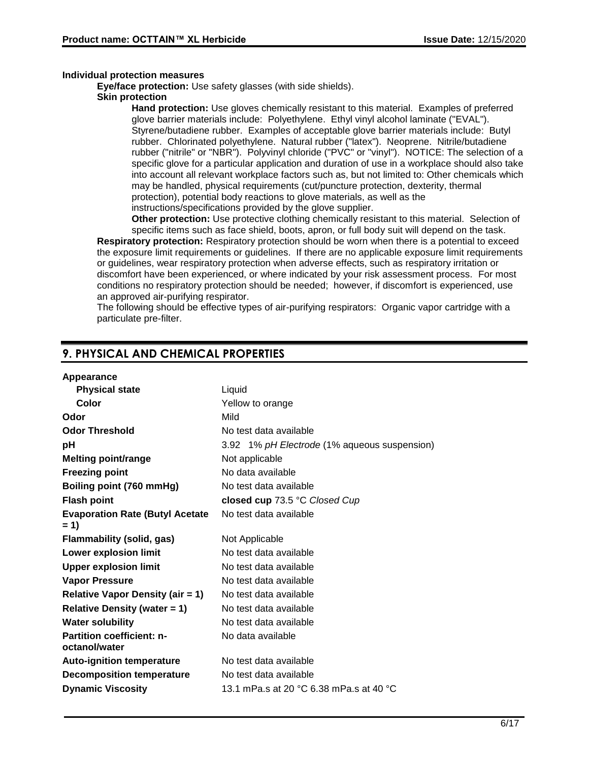**Individual protection measures**

**Eye/face protection:** Use safety glasses (with side shields).

**Skin protection**

**Hand protection:** Use gloves chemically resistant to this material. Examples of preferred glove barrier materials include: Polyethylene. Ethyl vinyl alcohol laminate ("EVAL"). Styrene/butadiene rubber. Examples of acceptable glove barrier materials include: Butyl rubber. Chlorinated polyethylene. Natural rubber ("latex"). Neoprene. Nitrile/butadiene rubber ("nitrile" or "NBR"). Polyvinyl chloride ("PVC" or "vinyl"). NOTICE: The selection of a specific glove for a particular application and duration of use in a workplace should also take into account all relevant workplace factors such as, but not limited to: Other chemicals which may be handled, physical requirements (cut/puncture protection, dexterity, thermal protection), potential body reactions to glove materials, as well as the instructions/specifications provided by the glove supplier.

**Other protection:** Use protective clothing chemically resistant to this material. Selection of specific items such as face shield, boots, apron, or full body suit will depend on the task.

**Respiratory protection:** Respiratory protection should be worn when there is a potential to exceed the exposure limit requirements or guidelines. If there are no applicable exposure limit requirements or guidelines, wear respiratory protection when adverse effects, such as respiratory irritation or discomfort have been experienced, or where indicated by your risk assessment process. For most conditions no respiratory protection should be needed; however, if discomfort is experienced, use an approved air-purifying respirator.

The following should be effective types of air-purifying respirators: Organic vapor cartridge with a particulate pre-filter.

## 9. PHYSICAL AND CHEMICAL PROPERTIES

| Property | Value |
|---|---|
| **Appearance** | |
| **Physical state** | Liquid |
| **Color** | Yellow to orange |
| **Odor** | Mild |
| **Odor Threshold** | No test data available |
| **pH** | 3.92 1% *pH Electrode* (1% aqueous suspension) |
| **Melting point/range** | Not applicable |
| **Freezing point** | No data available |
| **Boiling point (760 mmHg)** | No test data available |
| **Flash point** | **closed cup** 73.5 °C *Closed Cup* |
| **Evaporation Rate (Butyl Acetate = 1)** | No test data available |
| **Flammability (solid, gas)** | Not Applicable |
| **Lower explosion limit** | No test data available |
| **Upper explosion limit** | No test data available |
| **Vapor Pressure** | No test data available |
| **Relative Vapor Density (air = 1)** | No test data available |
| **Relative Density (water = 1)** | No test data available |
| **Water solubility** | No test data available |
| **Partition coefficient: n-octanol/water** | No data available |
| **Auto-ignition temperature** | No test data available |
| **Decomposition temperature** | No test data available |
| **Dynamic Viscosity** | 13.1 mPa.s at 20 °C 6.38 mPa.s at 40 °C |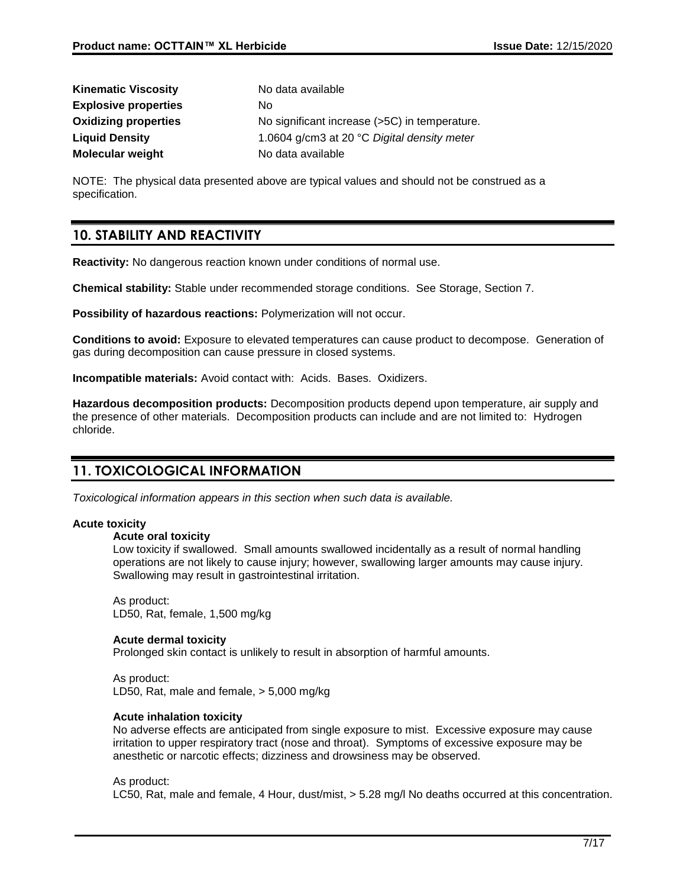| | |
|---|---|
| **Kinematic Viscosity** | No data available |
| **Explosive properties** | No |
| **Oxidizing properties** | No significant increase (>5C) in temperature. |
| **Liquid Density** | 1.0604 g/cm3 at 20 °C *Digital density meter* |
| **Molecular weight** | No data available |

NOTE: The physical data presented above are typical values and should not be construed as a specification.

## 10. STABILITY AND REACTIVITY

**Reactivity:** No dangerous reaction known under conditions of normal use.

**Chemical stability:** Stable under recommended storage conditions. See Storage, Section 7.

**Possibility of hazardous reactions:** Polymerization will not occur.

**Conditions to avoid:** Exposure to elevated temperatures can cause product to decompose. Generation of gas during decomposition can cause pressure in closed systems.

**Incompatible materials:** Avoid contact with: Acids. Bases. Oxidizers.

**Hazardous decomposition products:** Decomposition products depend upon temperature, air supply and the presence of other materials. Decomposition products can include and are not limited to: Hydrogen chloride.

## 11. TOXICOLOGICAL INFORMATION

*Toxicological information appears in this section when such data is available.*

**Acute toxicity**

**Acute oral toxicity**

Low toxicity if swallowed. Small amounts swallowed incidentally as a result of normal handling operations are not likely to cause injury; however, swallowing larger amounts may cause injury. Swallowing may result in gastrointestinal irritation.

As product:
LD50, Rat, female, 1,500 mg/kg

**Acute dermal toxicity**

Prolonged skin contact is unlikely to result in absorption of harmful amounts.

As product:
LD50, Rat, male and female, > 5,000 mg/kg

**Acute inhalation toxicity**

No adverse effects are anticipated from single exposure to mist. Excessive exposure may cause irritation to upper respiratory tract (nose and throat). Symptoms of excessive exposure may be anesthetic or narcotic effects; dizziness and drowsiness may be observed.

As product:
LC50, Rat, male and female, 4 Hour, dust/mist, > 5.28 mg/l No deaths occurred at this concentration.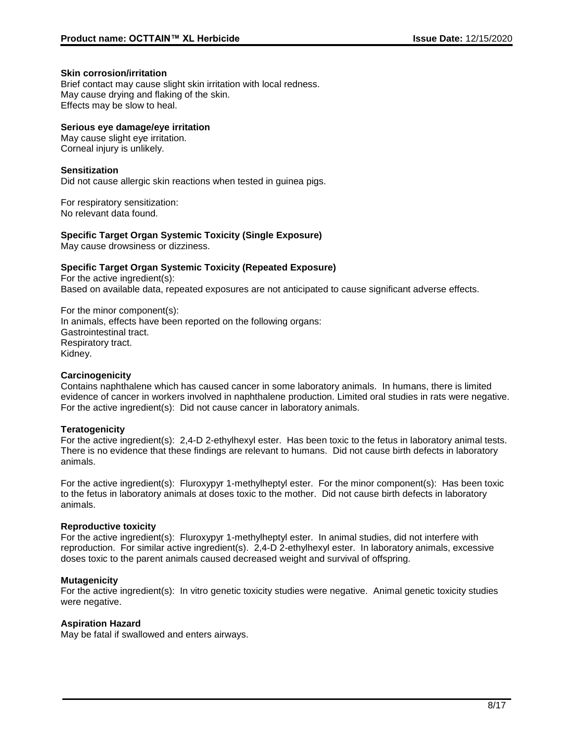**Skin corrosion/irritation**

Brief contact may cause slight skin irritation with local redness.
May cause drying and flaking of the skin.
Effects may be slow to heal.

**Serious eye damage/eye irritation**

May cause slight eye irritation.
Corneal injury is unlikely.

**Sensitization**

Did not cause allergic skin reactions when tested in guinea pigs.

For respiratory sensitization:
No relevant data found.

**Specific Target Organ Systemic Toxicity (Single Exposure)**

May cause drowsiness or dizziness.

**Specific Target Organ Systemic Toxicity (Repeated Exposure)**

For the active ingredient(s):
Based on available data, repeated exposures are not anticipated to cause significant adverse effects.

For the minor component(s):
In animals, effects have been reported on the following organs:
Gastrointestinal tract.
Respiratory tract.
Kidney.

**Carcinogenicity**

Contains naphthalene which has caused cancer in some laboratory animals. In humans, there is limited evidence of cancer in workers involved in naphthalene production. Limited oral studies in rats were negative. For the active ingredient(s): Did not cause cancer in laboratory animals.

**Teratogenicity**

For the active ingredient(s): 2,4-D 2-ethylhexyl ester. Has been toxic to the fetus in laboratory animal tests. There is no evidence that these findings are relevant to humans. Did not cause birth defects in laboratory animals.

For the active ingredient(s): Fluroxypyr 1-methylheptyl ester. For the minor component(s): Has been toxic to the fetus in laboratory animals at doses toxic to the mother. Did not cause birth defects in laboratory animals.

**Reproductive toxicity**

For the active ingredient(s): Fluroxypyr 1-methylheptyl ester. In animal studies, did not interfere with reproduction. For similar active ingredient(s). 2,4-D 2-ethylhexyl ester. In laboratory animals, excessive doses toxic to the parent animals caused decreased weight and survival of offspring.

**Mutagenicity**

For the active ingredient(s): In vitro genetic toxicity studies were negative. Animal genetic toxicity studies were negative.

**Aspiration Hazard**

May be fatal if swallowed and enters airways.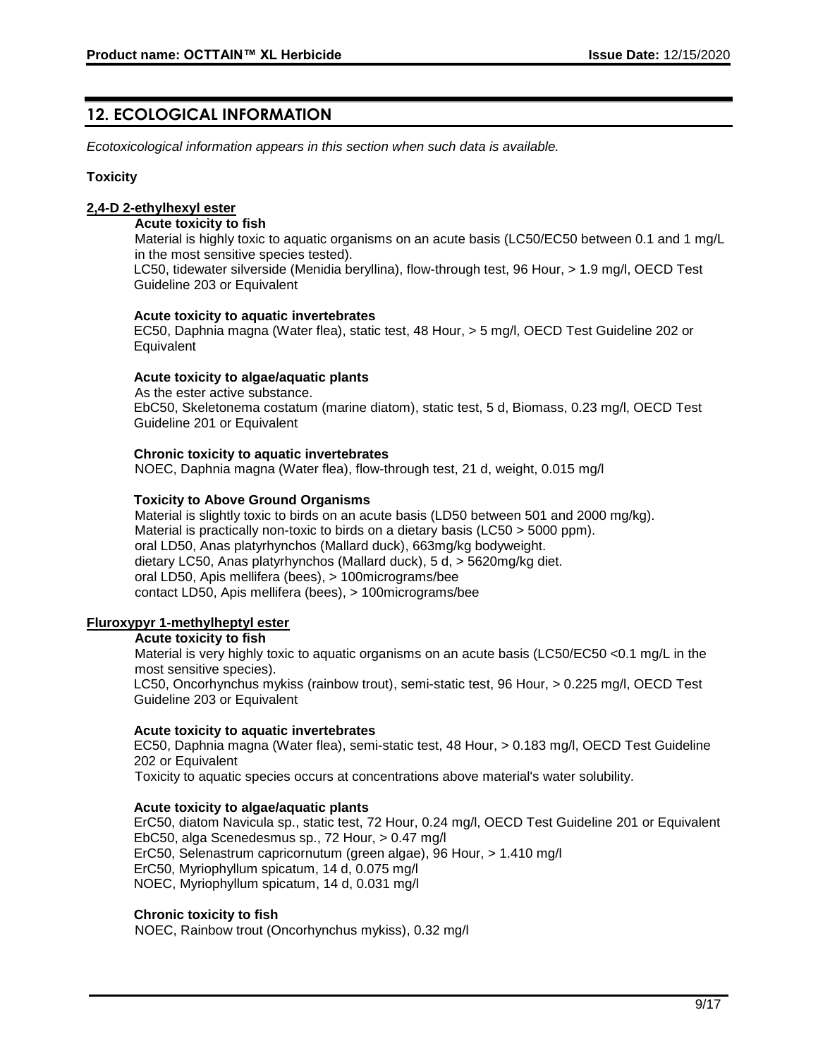## 12. ECOLOGICAL INFORMATION

*Ecotoxicological information appears in this section when such data is available.*

**Toxicity**

**2,4-D 2-ethylhexyl ester**

**Acute toxicity to fish**

Material is highly toxic to aquatic organisms on an acute basis (LC50/EC50 between 0.1 and 1 mg/L in the most sensitive species tested).
LC50, tidewater silverside (Menidia beryllina), flow-through test, 96 Hour, > 1.9 mg/l, OECD Test Guideline 203 or Equivalent

**Acute toxicity to aquatic invertebrates**

EC50, Daphnia magna (Water flea), static test, 48 Hour, > 5 mg/l, OECD Test Guideline 202 or Equivalent

**Acute toxicity to algae/aquatic plants**

As the ester active substance.
EbC50, Skeletonema costatum (marine diatom), static test, 5 d, Biomass, 0.23 mg/l, OECD Test Guideline 201 or Equivalent

**Chronic toxicity to aquatic invertebrates**

NOEC, Daphnia magna (Water flea), flow-through test, 21 d, weight, 0.015 mg/l

**Toxicity to Above Ground Organisms**

Material is slightly toxic to birds on an acute basis (LD50 between 501 and 2000 mg/kg).
Material is practically non-toxic to birds on a dietary basis (LC50 > 5000 ppm).
oral LD50, Anas platyrhynchos (Mallard duck), 663mg/kg bodyweight.
dietary LC50, Anas platyrhynchos (Mallard duck), 5 d, > 5620mg/kg diet.
oral LD50, Apis mellifera (bees), > 100micrograms/bee
contact LD50, Apis mellifera (bees), > 100micrograms/bee

**Fluroxypyr 1-methylheptyl ester**

**Acute toxicity to fish**

Material is very highly toxic to aquatic organisms on an acute basis (LC50/EC50 <0.1 mg/L in the most sensitive species).
LC50, Oncorhynchus mykiss (rainbow trout), semi-static test, 96 Hour, > 0.225 mg/l, OECD Test Guideline 203 or Equivalent

**Acute toxicity to aquatic invertebrates**

EC50, Daphnia magna (Water flea), semi-static test, 48 Hour, > 0.183 mg/l, OECD Test Guideline 202 or Equivalent
Toxicity to aquatic species occurs at concentrations above material's water solubility.

**Acute toxicity to algae/aquatic plants**

ErC50, diatom Navicula sp., static test, 72 Hour, 0.24 mg/l, OECD Test Guideline 201 or Equivalent
EbC50, alga Scenedesmus sp., 72 Hour, > 0.47 mg/l
ErC50, Selenastrum capricornutum (green algae), 96 Hour, > 1.410 mg/l
ErC50, Myriophyllum spicatum, 14 d, 0.075 mg/l
NOEC, Myriophyllum spicatum, 14 d, 0.031 mg/l

**Chronic toxicity to fish**

NOEC, Rainbow trout (Oncorhynchus mykiss), 0.32 mg/l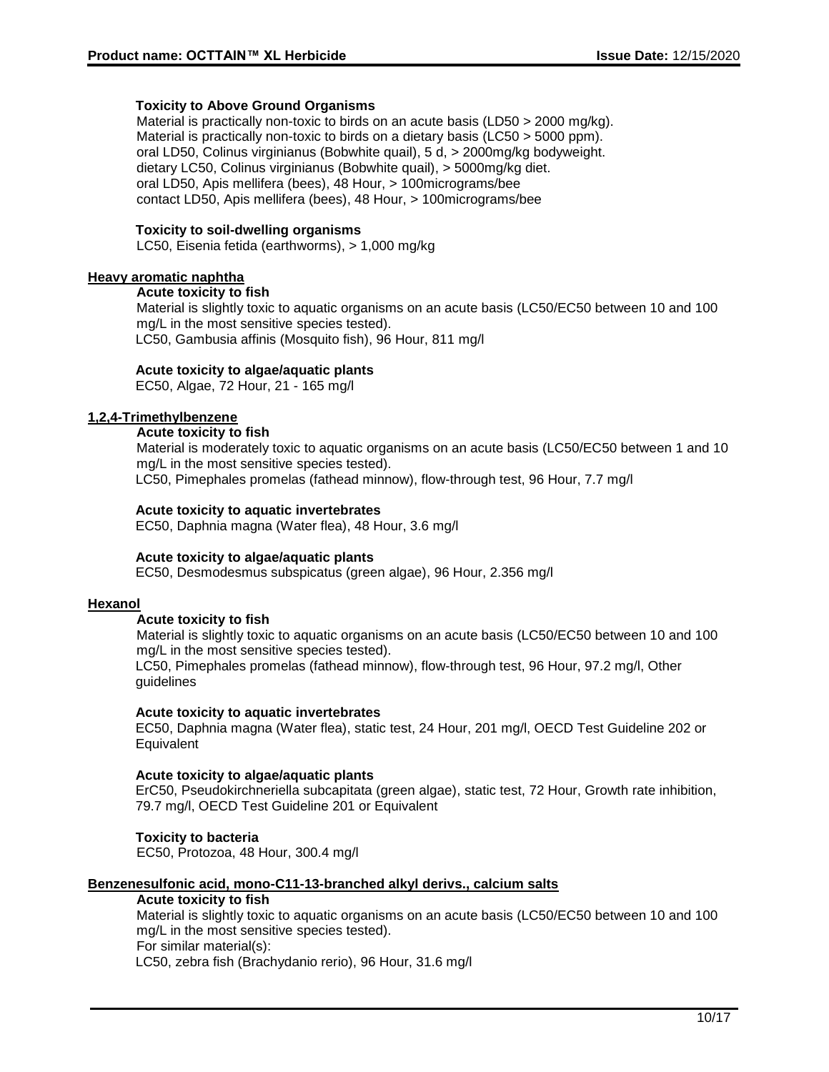**Toxicity to Above Ground Organisms**

Material is practically non-toxic to birds on an acute basis (LD50 > 2000 mg/kg).
Material is practically non-toxic to birds on a dietary basis (LC50 > 5000 ppm).
oral LD50, Colinus virginianus (Bobwhite quail), 5 d, > 2000mg/kg bodyweight.
dietary LC50, Colinus virginianus (Bobwhite quail), > 5000mg/kg diet.
oral LD50, Apis mellifera (bees), 48 Hour, > 100micrograms/bee
contact LD50, Apis mellifera (bees), 48 Hour, > 100micrograms/bee

**Toxicity to soil-dwelling organisms**

LC50, Eisenia fetida (earthworms), > 1,000 mg/kg

**Heavy aromatic naphtha**

**Acute toxicity to fish**

Material is slightly toxic to aquatic organisms on an acute basis (LC50/EC50 between 10 and 100 mg/L in the most sensitive species tested).
LC50, Gambusia affinis (Mosquito fish), 96 Hour, 811 mg/l

**Acute toxicity to algae/aquatic plants**

EC50, Algae, 72 Hour, 21 - 165 mg/l

**1,2,4-Trimethylbenzene**

**Acute toxicity to fish**

Material is moderately toxic to aquatic organisms on an acute basis (LC50/EC50 between 1 and 10 mg/L in the most sensitive species tested).
LC50, Pimephales promelas (fathead minnow), flow-through test, 96 Hour, 7.7 mg/l

**Acute toxicity to aquatic invertebrates**

EC50, Daphnia magna (Water flea), 48 Hour, 3.6 mg/l

**Acute toxicity to algae/aquatic plants**

EC50, Desmodesmus subspicatus (green algae), 96 Hour, 2.356 mg/l

**Hexanol**

**Acute toxicity to fish**

Material is slightly toxic to aquatic organisms on an acute basis (LC50/EC50 between 10 and 100 mg/L in the most sensitive species tested).
LC50, Pimephales promelas (fathead minnow), flow-through test, 96 Hour, 97.2 mg/l, Other guidelines

**Acute toxicity to aquatic invertebrates**

EC50, Daphnia magna (Water flea), static test, 24 Hour, 201 mg/l, OECD Test Guideline 202 or Equivalent

**Acute toxicity to algae/aquatic plants**

ErC50, Pseudokirchneriella subcapitata (green algae), static test, 72 Hour, Growth rate inhibition, 79.7 mg/l, OECD Test Guideline 201 or Equivalent

**Toxicity to bacteria**

EC50, Protozoa, 48 Hour, 300.4 mg/l

**Benzenesulfonic acid, mono-C11-13-branched alkyl derivs., calcium salts**

**Acute toxicity to fish**

Material is slightly toxic to aquatic organisms on an acute basis (LC50/EC50 between 10 and 100 mg/L in the most sensitive species tested).
For similar material(s):
LC50, zebra fish (Brachydanio rerio), 96 Hour, 31.6 mg/l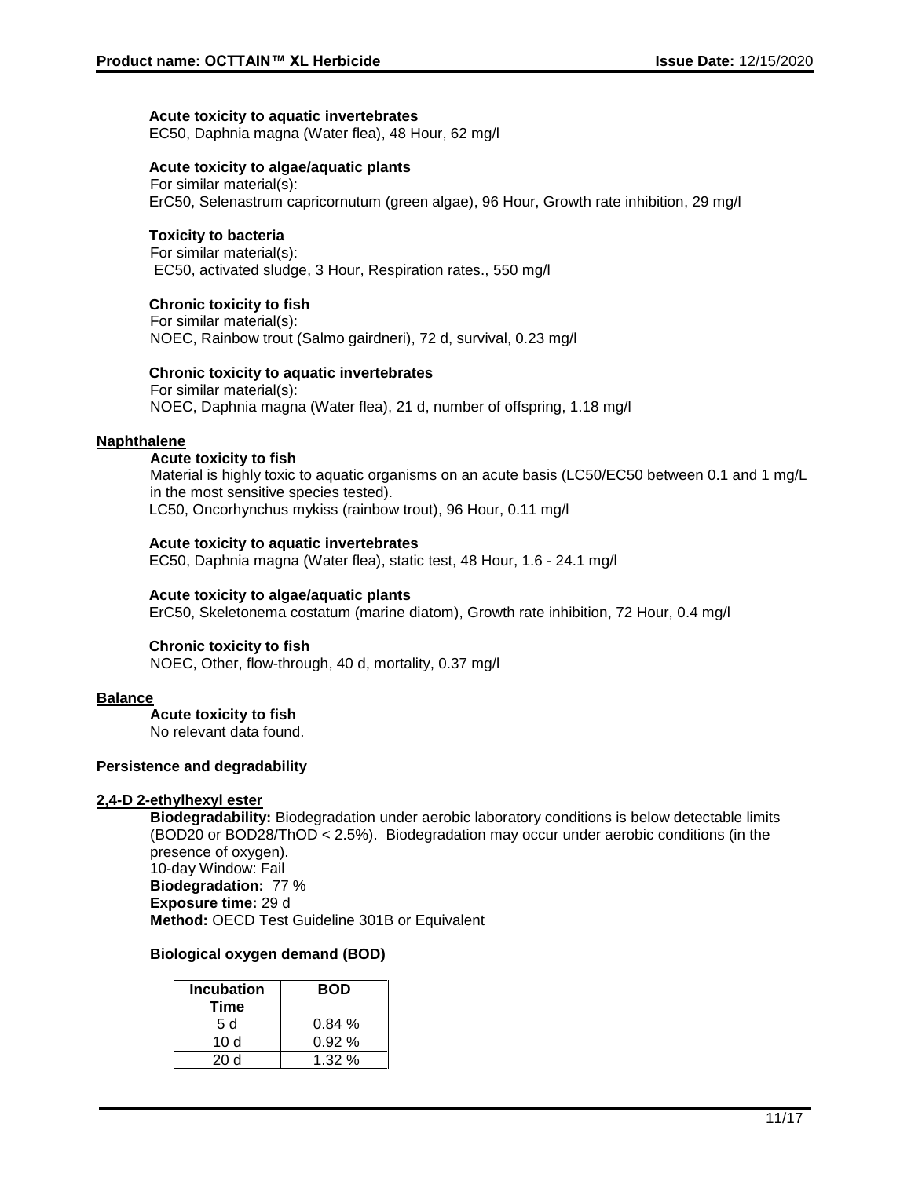**Acute toxicity to aquatic invertebrates**

EC50, Daphnia magna (Water flea), 48 Hour, 62 mg/l

**Acute toxicity to algae/aquatic plants**

For similar material(s):
ErC50, Selenastrum capricornutum (green algae), 96 Hour, Growth rate inhibition, 29 mg/l

**Toxicity to bacteria**

For similar material(s):
EC50, activated sludge, 3 Hour, Respiration rates., 550 mg/l

**Chronic toxicity to fish**

For similar material(s):
NOEC, Rainbow trout (Salmo gairdneri), 72 d, survival, 0.23 mg/l

**Chronic toxicity to aquatic invertebrates**

For similar material(s):
NOEC, Daphnia magna (Water flea), 21 d, number of offspring, 1.18 mg/l

**Naphthalene**

**Acute toxicity to fish**

Material is highly toxic to aquatic organisms on an acute basis (LC50/EC50 between 0.1 and 1 mg/L in the most sensitive species tested).
LC50, Oncorhynchus mykiss (rainbow trout), 96 Hour, 0.11 mg/l

**Acute toxicity to aquatic invertebrates**

EC50, Daphnia magna (Water flea), static test, 48 Hour, 1.6 - 24.1 mg/l

**Acute toxicity to algae/aquatic plants**

ErC50, Skeletonema costatum (marine diatom), Growth rate inhibition, 72 Hour, 0.4 mg/l

**Chronic toxicity to fish**

NOEC, Other, flow-through, 40 d, mortality, 0.37 mg/l

**Balance**

**Acute toxicity to fish**

No relevant data found.

**Persistence and degradability**

**2,4-D 2-ethylhexyl ester**

**Biodegradability:** Biodegradation under aerobic laboratory conditions is below detectable limits (BOD20 or BOD28/ThOD < 2.5%). Biodegradation may occur under aerobic conditions (in the presence of oxygen).
10-day Window: Fail
**Biodegradation:** 77 %
**Exposure time:** 29 d
**Method:** OECD Test Guideline 301B or Equivalent

**Biological oxygen demand (BOD)**

| Incubation Time | BOD |
|---|---|
| 5 d | 0.84 % |
| 10 d | 0.92 % |
| 20 d | 1.32 % |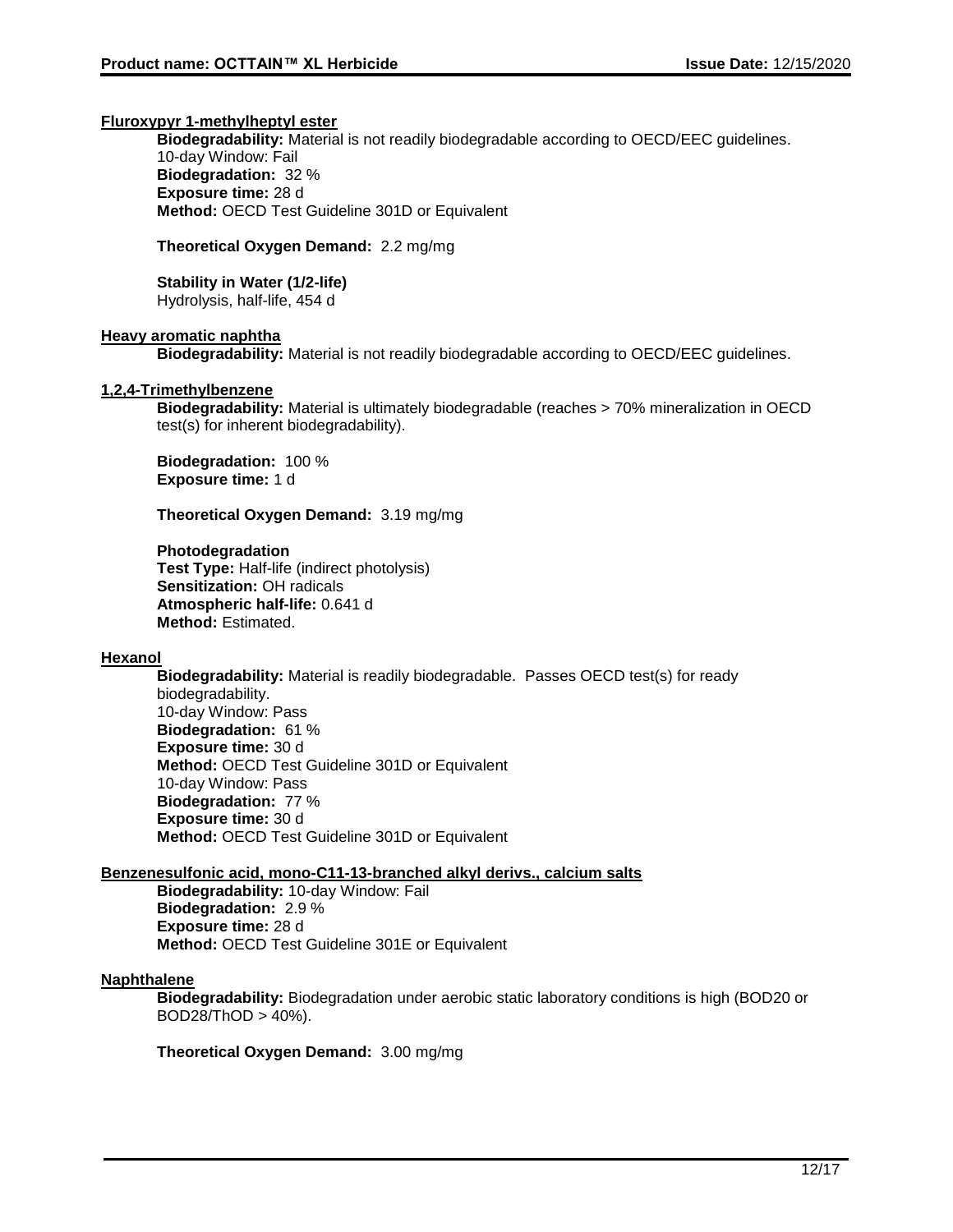**Fluroxypyr 1-methylheptyl ester**

**Biodegradability:** Material is not readily biodegradable according to OECD/EEC guidelines.
10-day Window: Fail
**Biodegradation:** 32 %
**Exposure time:** 28 d
**Method:** OECD Test Guideline 301D or Equivalent

**Theoretical Oxygen Demand:** 2.2 mg/mg

**Stability in Water (1/2-life)**
Hydrolysis, half-life, 454 d

**Heavy aromatic naphtha**

**Biodegradability:** Material is not readily biodegradable according to OECD/EEC guidelines.

**1,2,4-Trimethylbenzene**

**Biodegradability:** Material is ultimately biodegradable (reaches > 70% mineralization in OECD test(s) for inherent biodegradability).

**Biodegradation:** 100 %
**Exposure time:** 1 d

**Theoretical Oxygen Demand:** 3.19 mg/mg

**Photodegradation**
**Test Type:** Half-life (indirect photolysis)
**Sensitization:** OH radicals
**Atmospheric half-life:** 0.641 d
**Method:** Estimated.

**Hexanol**

**Biodegradability:** Material is readily biodegradable. Passes OECD test(s) for ready biodegradability.
10-day Window: Pass
**Biodegradation:** 61 %
**Exposure time:** 30 d
**Method:** OECD Test Guideline 301D or Equivalent
10-day Window: Pass
**Biodegradation:** 77 %
**Exposure time:** 30 d
**Method:** OECD Test Guideline 301D or Equivalent

**Benzenesulfonic acid, mono-C11-13-branched alkyl derivs., calcium salts**

**Biodegradability:** 10-day Window: Fail
**Biodegradation:** 2.9 %
**Exposure time:** 28 d
**Method:** OECD Test Guideline 301E or Equivalent

**Naphthalene**

**Biodegradability:** Biodegradation under aerobic static laboratory conditions is high (BOD20 or BOD28/ThOD > 40%).

**Theoretical Oxygen Demand:** 3.00 mg/mg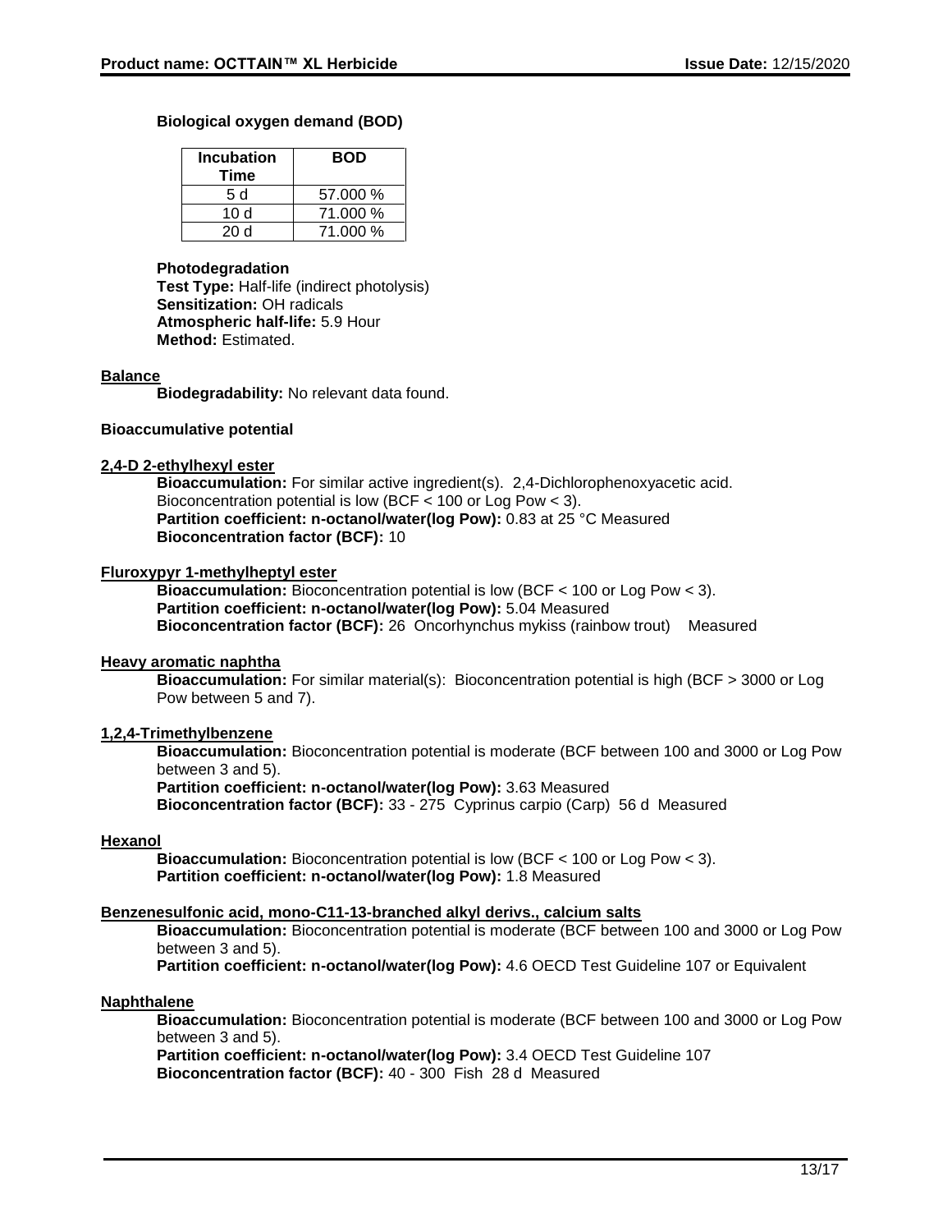**Biological oxygen demand (BOD)**

| Incubation Time | BOD |
|---|---|
| 5 d | 57.000 % |
| 10 d | 71.000 % |
| 20 d | 71.000 % |

**Photodegradation**
**Test Type:** Half-life (indirect photolysis)
**Sensitization:** OH radicals
**Atmospheric half-life:** 5.9 Hour
**Method:** Estimated.

**Balance**
**Biodegradability:** No relevant data found.

**Bioaccumulative potential**

**2,4-D 2-ethylhexyl ester**
**Bioaccumulation:** For similar active ingredient(s). 2,4-Dichlorophenoxyacetic acid. Bioconcentration potential is low (BCF < 100 or Log Pow < 3).
**Partition coefficient: n-octanol/water(log Pow):** 0.83 at 25 °C Measured
**Bioconcentration factor (BCF):** 10

**Fluroxypyr 1-methylheptyl ester**
**Bioaccumulation:** Bioconcentration potential is low (BCF < 100 or Log Pow < 3).
**Partition coefficient: n-octanol/water(log Pow):** 5.04 Measured
**Bioconcentration factor (BCF):** 26 Oncorhynchus mykiss (rainbow trout) Measured

**Heavy aromatic naphtha**
**Bioaccumulation:** For similar material(s): Bioconcentration potential is high (BCF > 3000 or Log Pow between 5 and 7).

**1,2,4-Trimethylbenzene**
**Bioaccumulation:** Bioconcentration potential is moderate (BCF between 100 and 3000 or Log Pow between 3 and 5).
**Partition coefficient: n-octanol/water(log Pow):** 3.63 Measured
**Bioconcentration factor (BCF):** 33 - 275 Cyprinus carpio (Carp) 56 d Measured

**Hexanol**
**Bioaccumulation:** Bioconcentration potential is low (BCF < 100 or Log Pow < 3).
**Partition coefficient: n-octanol/water(log Pow):** 1.8 Measured

**Benzenesulfonic acid, mono-C11-13-branched alkyl derivs., calcium salts**
**Bioaccumulation:** Bioconcentration potential is moderate (BCF between 100 and 3000 or Log Pow between 3 and 5).
**Partition coefficient: n-octanol/water(log Pow):** 4.6 OECD Test Guideline 107 or Equivalent

**Naphthalene**
**Bioaccumulation:** Bioconcentration potential is moderate (BCF between 100 and 3000 or Log Pow between 3 and 5).
**Partition coefficient: n-octanol/water(log Pow):** 3.4 OECD Test Guideline 107
**Bioconcentration factor (BCF):** 40 - 300 Fish 28 d Measured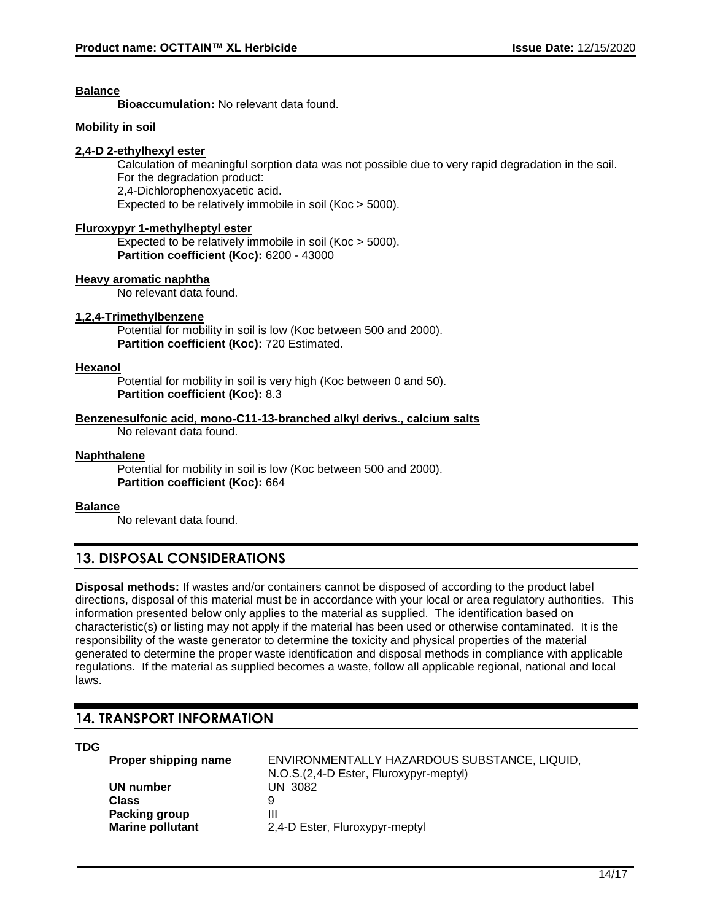**Balance**

**Bioaccumulation:** No relevant data found.

**Mobility in soil**

**2,4-D 2-ethylhexyl ester**

Calculation of meaningful sorption data was not possible due to very rapid degradation in the soil.
For the degradation product:
2,4-Dichlorophenoxyacetic acid.
Expected to be relatively immobile in soil (Koc > 5000).

**Fluroxypyr 1-methylheptyl ester**

Expected to be relatively immobile in soil (Koc > 5000).
**Partition coefficient (Koc):** 6200 - 43000

**Heavy aromatic naphtha**

No relevant data found.

**1,2,4-Trimethylbenzene**

Potential for mobility in soil is low (Koc between 500 and 2000).
**Partition coefficient (Koc):** 720 Estimated.

**Hexanol**

Potential for mobility in soil is very high (Koc between 0 and 50).
**Partition coefficient (Koc):** 8.3

**Benzenesulfonic acid, mono-C11-13-branched alkyl derivs., calcium salts**

No relevant data found.

**Naphthalene**

Potential for mobility in soil is low (Koc between 500 and 2000).
**Partition coefficient (Koc):** 664

**Balance**

No relevant data found.

## 13. DISPOSAL CONSIDERATIONS

**Disposal methods:** If wastes and/or containers cannot be disposed of according to the product label directions, disposal of this material must be in accordance with your local or area regulatory authorities. This information presented below only applies to the material as supplied. The identification based on characteristic(s) or listing may not apply if the material has been used or otherwise contaminated. It is the responsibility of the waste generator to determine the toxicity and physical properties of the material generated to determine the proper waste identification and disposal methods in compliance with applicable regulations. If the material as supplied becomes a waste, follow all applicable regional, national and local laws.

## 14. TRANSPORT INFORMATION

**TDG**

| | |
|---|---|
| **Proper shipping name** | ENVIRONMENTALLY HAZARDOUS SUBSTANCE, LIQUID, N.O.S.(2,4-D Ester, Fluroxypyr-meptyl) |
| **UN number** | UN 3082 |
| **Class** | 9 |
| **Packing group** | III |
| **Marine pollutant** | 2,4-D Ester, Fluroxypyr-meptyl |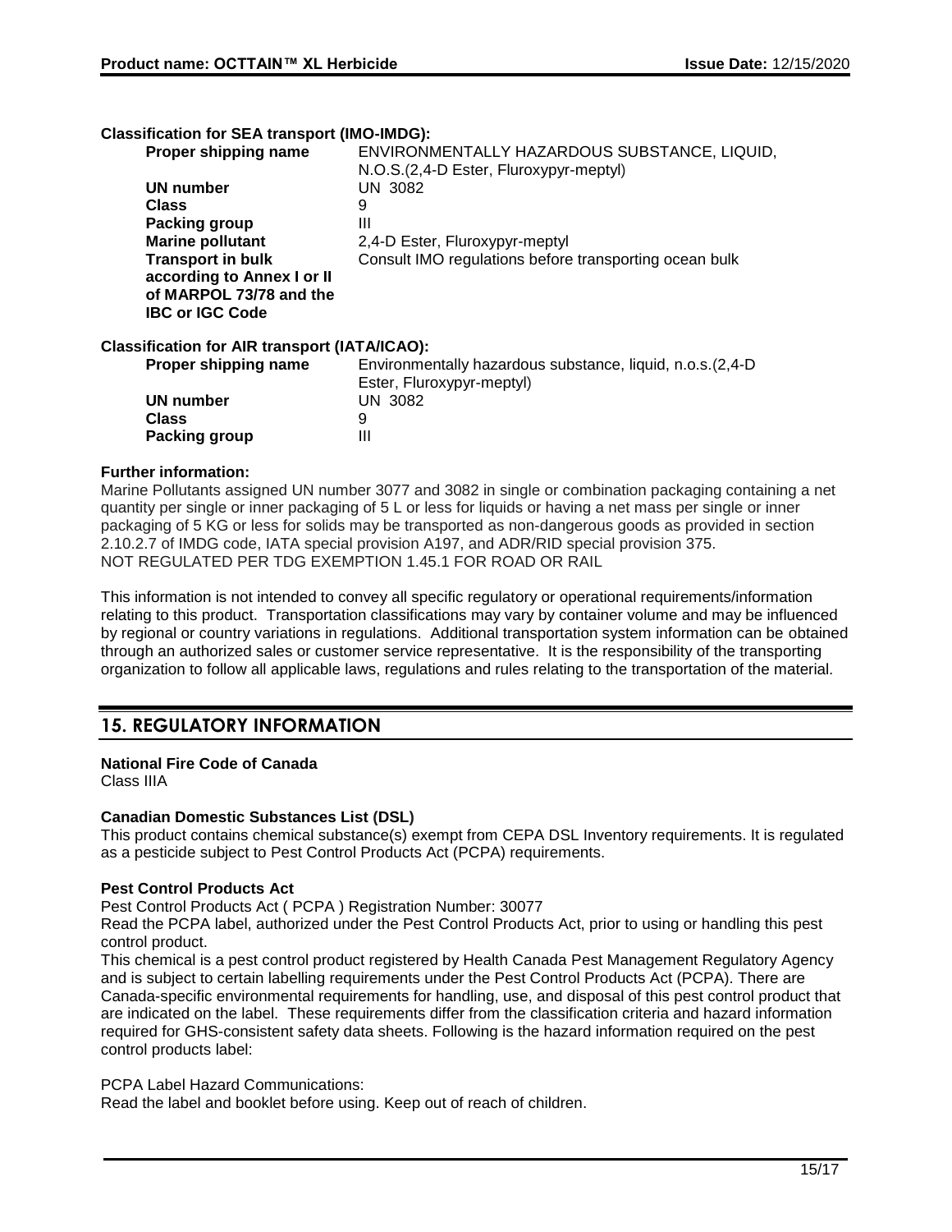**Classification for SEA transport (IMO-IMDG):**

| | |
|---|---|
| **Proper shipping name** | ENVIRONMENTALLY HAZARDOUS SUBSTANCE, LIQUID, N.O.S.(2,4-D Ester, Fluroxypyr-meptyl) |
| **UN number** | UN 3082 |
| **Class** | 9 |
| **Packing group** | III |
| **Marine pollutant** | 2,4-D Ester, Fluroxypyr-meptyl |
| **Transport in bulk according to Annex I or II of MARPOL 73/78 and the IBC or IGC Code** | Consult IMO regulations before transporting ocean bulk |

**Classification for AIR transport (IATA/ICAO):**

| | |
|---|---|
| **Proper shipping name** | Environmentally hazardous substance, liquid, n.o.s.(2,4-D Ester, Fluroxypyr-meptyl) |
| **UN number** | UN 3082 |
| **Class** | 9 |
| **Packing group** | III |

**Further information:**

Marine Pollutants assigned UN number 3077 and 3082 in single or combination packaging containing a net quantity per single or inner packaging of 5 L or less for liquids or having a net mass per single or inner packaging of 5 KG or less for solids may be transported as non-dangerous goods as provided in section 2.10.2.7 of IMDG code, IATA special provision A197, and ADR/RID special provision 375.
NOT REGULATED PER TDG EXEMPTION 1.45.1 FOR ROAD OR RAIL

This information is not intended to convey all specific regulatory or operational requirements/information relating to this product. Transportation classifications may vary by container volume and may be influenced by regional or country variations in regulations. Additional transportation system information can be obtained through an authorized sales or customer service representative. It is the responsibility of the transporting organization to follow all applicable laws, regulations and rules relating to the transportation of the material.

## 15. REGULATORY INFORMATION

**National Fire Code of Canada**
Class IIIA

**Canadian Domestic Substances List (DSL)**
This product contains chemical substance(s) exempt from CEPA DSL Inventory requirements. It is regulated as a pesticide subject to Pest Control Products Act (PCPA) requirements.

**Pest Control Products Act**
Pest Control Products Act ( PCPA ) Registration Number: 30077
Read the PCPA label, authorized under the Pest Control Products Act, prior to using or handling this pest control product.
This chemical is a pest control product registered by Health Canada Pest Management Regulatory Agency and is subject to certain labelling requirements under the Pest Control Products Act (PCPA). There are Canada-specific environmental requirements for handling, use, and disposal of this pest control product that are indicated on the label. These requirements differ from the classification criteria and hazard information required for GHS-consistent safety data sheets. Following is the hazard information required on the pest control products label:

PCPA Label Hazard Communications:
Read the label and booklet before using. Keep out of reach of children.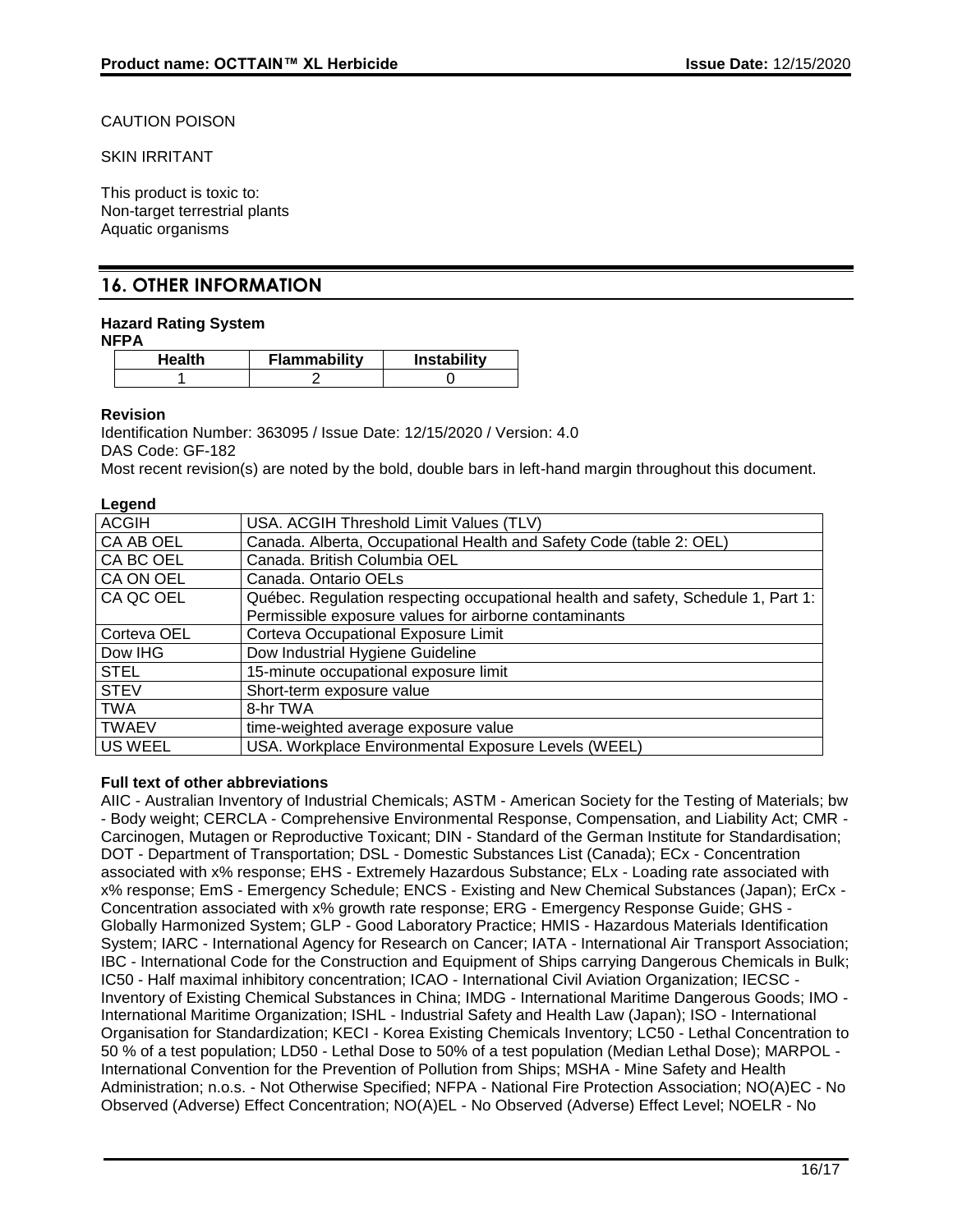CAUTION POISON

SKIN IRRITANT

This product is toxic to:
Non-target terrestrial plants
Aquatic organisms

## 16. OTHER INFORMATION

### Hazard Rating System

**NFPA**

| Health | Flammability | Instability |
|---|---|---|
| 1 | 2 | 0 |

**Revision**

Identification Number: 363095 / Issue Date: 12/15/2020 / Version: 4.0
DAS Code: GF-182
Most recent revision(s) are noted by the bold, double bars in left-hand margin throughout this document.

**Legend**

| | |
|---|---|
| ACGIH | USA. ACGIH Threshold Limit Values (TLV) |
| CA AB OEL | Canada. Alberta, Occupational Health and Safety Code (table 2: OEL) |
| CA BC OEL | Canada. British Columbia OEL |
| CA ON OEL | Canada. Ontario OELs |
| CA QC OEL | Québec. Regulation respecting occupational health and safety, Schedule 1, Part 1: Permissible exposure values for airborne contaminants |
| Corteva OEL | Corteva Occupational Exposure Limit |
| Dow IHG | Dow Industrial Hygiene Guideline |
| STEL | 15-minute occupational exposure limit |
| STEV | Short-term exposure value |
| TWA | 8-hr TWA |
| TWAEV | time-weighted average exposure value |
| US WEEL | USA. Workplace Environmental Exposure Levels (WEEL) |

**Full text of other abbreviations**

AIIC - Australian Inventory of Industrial Chemicals; ASTM - American Society for the Testing of Materials; bw - Body weight; CERCLA - Comprehensive Environmental Response, Compensation, and Liability Act; CMR - Carcinogen, Mutagen or Reproductive Toxicant; DIN - Standard of the German Institute for Standardisation; DOT - Department of Transportation; DSL - Domestic Substances List (Canada); ECx - Concentration associated with x% response; EHS - Extremely Hazardous Substance; ELx - Loading rate associated with x% response; EmS - Emergency Schedule; ENCS - Existing and New Chemical Substances (Japan); ErCx - Concentration associated with x% growth rate response; ERG - Emergency Response Guide; GHS - Globally Harmonized System; GLP - Good Laboratory Practice; HMIS - Hazardous Materials Identification System; IARC - International Agency for Research on Cancer; IATA - International Air Transport Association; IBC - International Code for the Construction and Equipment of Ships carrying Dangerous Chemicals in Bulk; IC50 - Half maximal inhibitory concentration; ICAO - International Civil Aviation Organization; IECSC - Inventory of Existing Chemical Substances in China; IMDG - International Maritime Dangerous Goods; IMO - International Maritime Organization; ISHL - Industrial Safety and Health Law (Japan); ISO - International Organisation for Standardization; KECI - Korea Existing Chemicals Inventory; LC50 - Lethal Concentration to 50 % of a test population; LD50 - Lethal Dose to 50% of a test population (Median Lethal Dose); MARPOL - International Convention for the Prevention of Pollution from Ships; MSHA - Mine Safety and Health Administration; n.o.s. - Not Otherwise Specified; NFPA - National Fire Protection Association; NO(A)EC - No Observed (Adverse) Effect Concentration; NO(A)EL - No Observed (Adverse) Effect Level; NOELR - No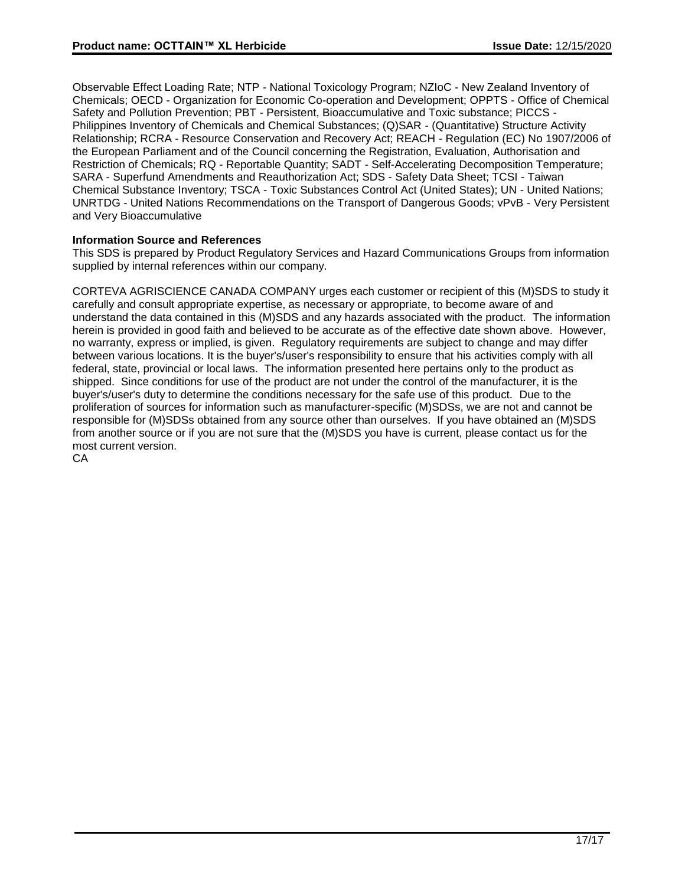Observable Effect Loading Rate; NTP - National Toxicology Program; NZIoC - New Zealand Inventory of Chemicals; OECD - Organization for Economic Co-operation and Development; OPPTS - Office of Chemical Safety and Pollution Prevention; PBT - Persistent, Bioaccumulative and Toxic substance; PICCS - Philippines Inventory of Chemicals and Chemical Substances; (Q)SAR - (Quantitative) Structure Activity Relationship; RCRA - Resource Conservation and Recovery Act; REACH - Regulation (EC) No 1907/2006 of the European Parliament and of the Council concerning the Registration, Evaluation, Authorisation and Restriction of Chemicals; RQ - Reportable Quantity; SADT - Self-Accelerating Decomposition Temperature; SARA - Superfund Amendments and Reauthorization Act; SDS - Safety Data Sheet; TCSI - Taiwan Chemical Substance Inventory; TSCA - Toxic Substances Control Act (United States); UN - United Nations; UNRTDG - United Nations Recommendations on the Transport of Dangerous Goods; vPvB - Very Persistent and Very Bioaccumulative

**Information Source and References**

This SDS is prepared by Product Regulatory Services and Hazard Communications Groups from information supplied by internal references within our company.

CORTEVA AGRISCIENCE CANADA COMPANY urges each customer or recipient of this (M)SDS to study it carefully and consult appropriate expertise, as necessary or appropriate, to become aware of and understand the data contained in this (M)SDS and any hazards associated with the product. The information herein is provided in good faith and believed to be accurate as of the effective date shown above. However, no warranty, express or implied, is given. Regulatory requirements are subject to change and may differ between various locations. It is the buyer's/user's responsibility to ensure that his activities comply with all federal, state, provincial or local laws. The information presented here pertains only to the product as shipped. Since conditions for use of the product are not under the control of the manufacturer, it is the buyer's/user's duty to determine the conditions necessary for the safe use of this product. Due to the proliferation of sources for information such as manufacturer-specific (M)SDSs, we are not and cannot be responsible for (M)SDSs obtained from any source other than ourselves. If you have obtained an (M)SDS from another source or if you are not sure that the (M)SDS you have is current, please contact us for the most current version.

CA